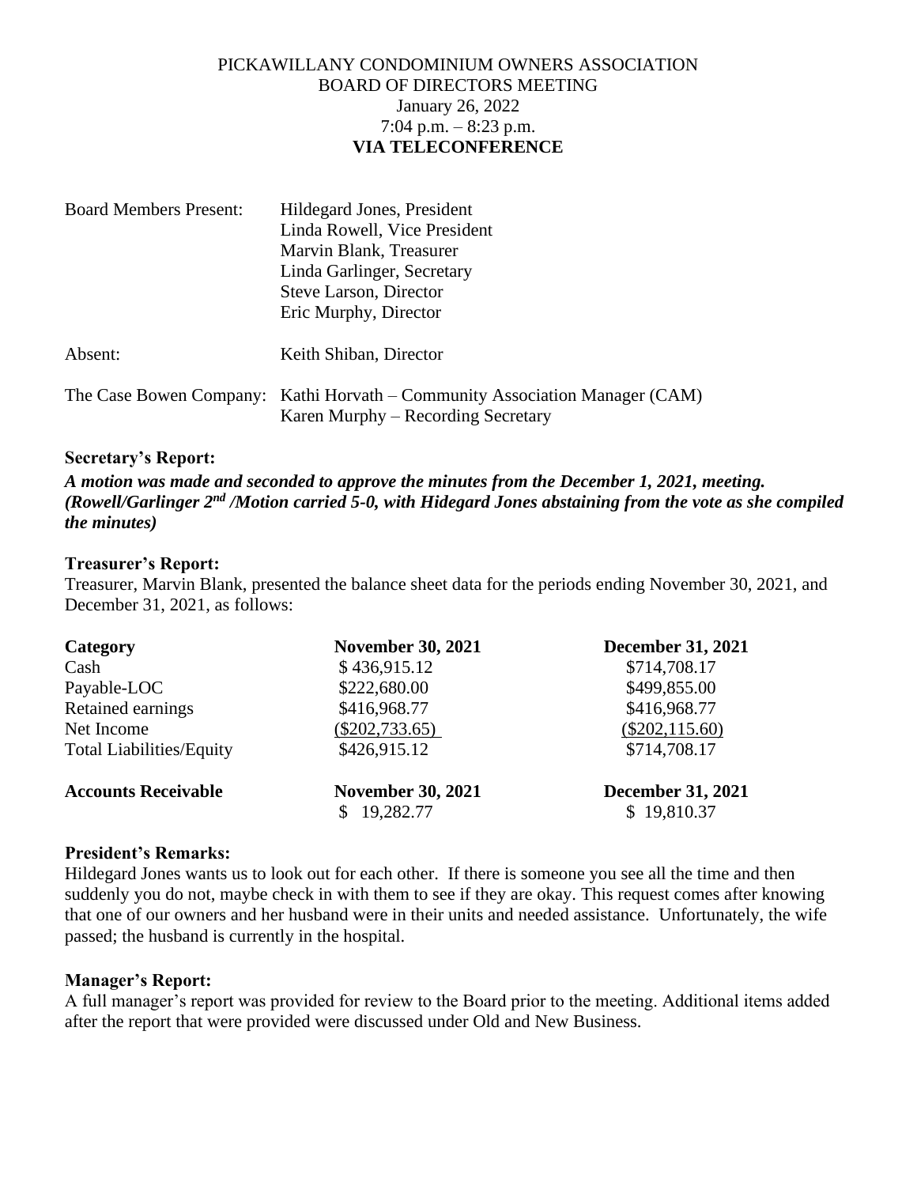# PICKAWILLANY CONDOMINIUM OWNERS ASSOCIATION
## BOARD OF DIRECTORS MEETING
January 26, 2022
7:04 p.m. – 8:23 p.m.
**VIA TELECONFERENCE**

| | |
|---|---|
| Board Members Present: | Hildegard Jones, President |
| | Linda Rowell, Vice President |
| | Marvin Blank, Treasurer |
| | Linda Garlinger, Secretary |
| | Steve Larson, Director |
| | Eric Murphy, Director |
| Absent: | Keith Shiban, Director |
| The Case Bowen Company: | Kathi Horvath – Community Association Manager (CAM) |
| | Karen Murphy – Recording Secretary |

### Secretary's Report:

***A motion was made and seconded to approve the minutes from the December 1, 2021, meeting. (Rowell/Garlinger 2nd /Motion carried 5-0, with Hidegard Jones abstaining from the vote as she compiled the minutes)***

### Treasurer's Report:

Treasurer, Marvin Blank, presented the balance sheet data for the periods ending November 30, 2021, and December 31, 2021, as follows:

| Category | November 30, 2021 | December 31, 2021 |
|---|---|---|
| Cash | $ 436,915.12 | $714,708.17 |
| Payable-LOC | $222,680.00 | $499,855.00 |
| Retained earnings | $416,968.77 | $416,968.77 |
| Net Income | ($202,733.65) | ($202,115.60) |
| Total Liabilities/Equity | $426,915.12 | $714,708.17 |

| Accounts Receivable | November 30, 2021 | December 31, 2021 |
|---|---|---|
| | $ 19,282.77 | $ 19,810.37 |

### President's Remarks:

Hildegard Jones wants us to look out for each other. If there is someone you see all the time and then suddenly you do not, maybe check in with them to see if they are okay. This request comes after knowing that one of our owners and her husband were in their units and needed assistance. Unfortunately, the wife passed; the husband is currently in the hospital.

### Manager's Report:

A full manager's report was provided for review to the Board prior to the meeting. Additional items added after the report that were provided were discussed under Old and New Business.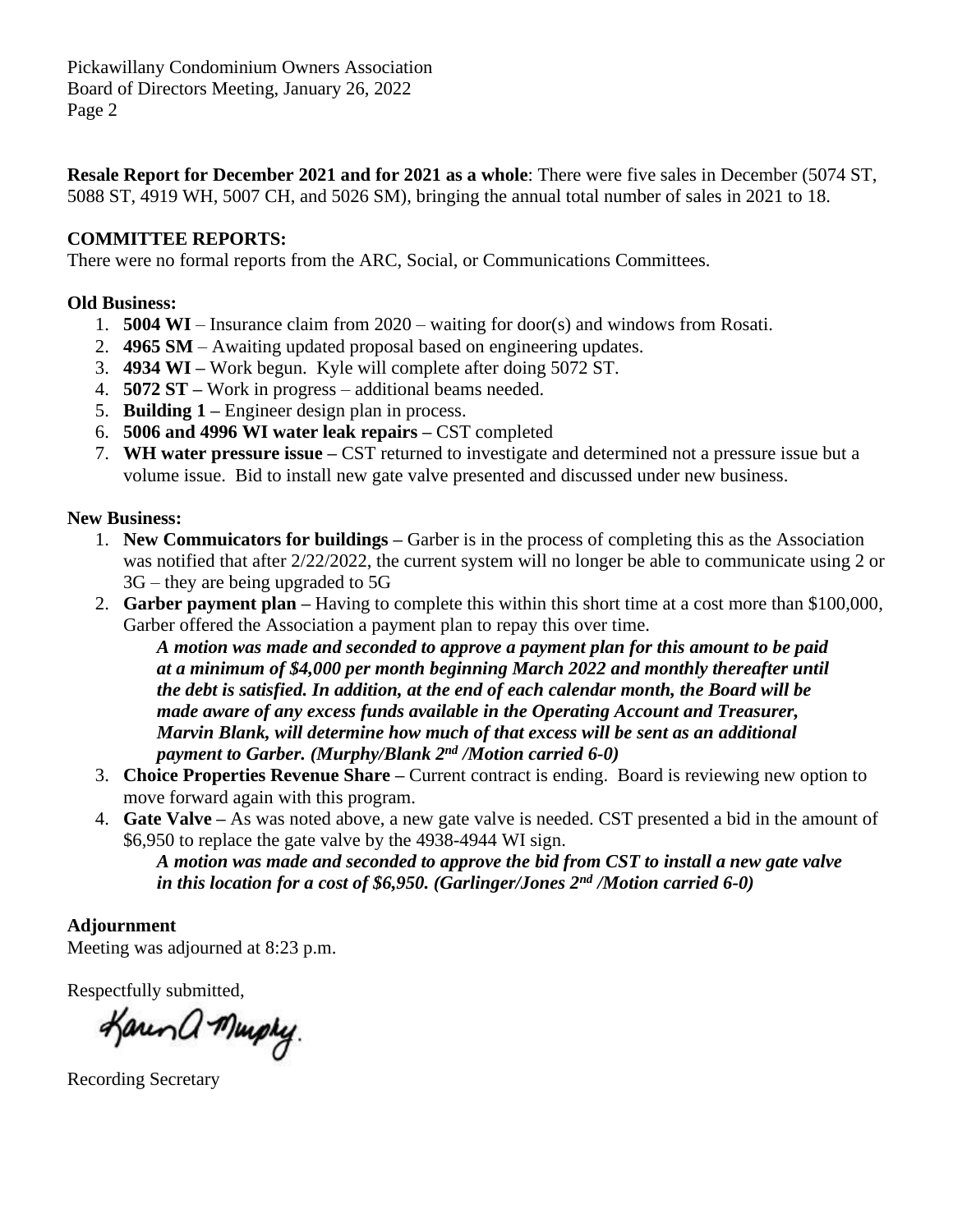**Resale Report for December 2021 and for 2021 as a whole**: There were five sales in December (5074 ST, 5088 ST, 4919 WH, 5007 CH, and 5026 SM), bringing the annual total number of sales in 2021 to 18.

**COMMITTEE REPORTS:**

There were no formal reports from the ARC, Social, or Communications Committees.

**Old Business:**

1. **5004 WI** – Insurance claim from 2020 – waiting for door(s) and windows from Rosati.
2. **4965 SM** – Awaiting updated proposal based on engineering updates.
3. **4934 WI –** Work begun. Kyle will complete after doing 5072 ST.
4. **5072 ST –** Work in progress – additional beams needed.
5. **Building 1 –** Engineer design plan in process.
6. **5006 and 4996 WI water leak repairs –** CST completed
7. **WH water pressure issue –** CST returned to investigate and determined not a pressure issue but a volume issue. Bid to install new gate valve presented and discussed under new business.

**New Business:**

1. **New Commuicators for buildings –** Garber is in the process of completing this as the Association was notified that after 2/22/2022, the current system will no longer be able to communicate using 2 or 3G – they are being upgraded to 5G
2. **Garber payment plan –** Having to complete this within this short time at a cost more than $100,000, Garber offered the Association a payment plan to repay this over time.

   ***A motion was made and seconded to approve a payment plan for this amount to be paid at a minimum of $4,000 per month beginning March 2022 and monthly thereafter until the debt is satisfied. In addition, at the end of each calendar month, the Board will be made aware of any excess funds available in the Operating Account and Treasurer, Marvin Blank, will determine how much of that excess will be sent as an additional payment to Garber. (Murphy/Blank 2nd /Motion carried 6-0)***
3. **Choice Properties Revenue Share –** Current contract is ending. Board is reviewing new option to move forward again with this program.
4. **Gate Valve –** As was noted above, a new gate valve is needed. CST presented a bid in the amount of $6,950 to replace the gate valve by the 4938-4944 WI sign.

   ***A motion was made and seconded to approve the bid from CST to install a new gate valve in this location for a cost of $6,950. (Garlinger/Jones 2nd /Motion carried 6-0)***

**Adjournment**

Meeting was adjourned at 8:23 p.m.

Respectfully submitted,

Karen A Murphy

Recording Secretary